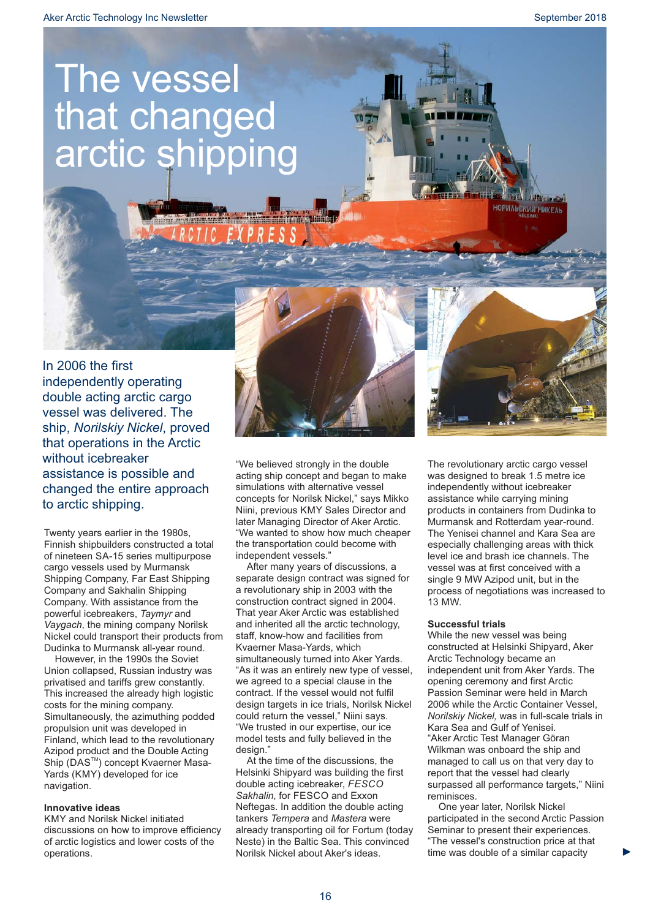# The vessel that changed arctic shipping

In 2006 the first independently operating double acting arctic cargo vessel was delivered. The ship, *Norilskiy Nickel*, proved that operations in the Arctic without icebreaker assistance is possible and changed the entire approach to arctic shipping.

Twenty years earlier in the 1980s, Finnish shipbuilders constructed a total of nineteen SA-15 series multipurpose cargo vessels used by Murmansk Shipping Company, Far East Shipping Company and Sakhalin Shipping Company. With assistance from the powerful icebreakers, *Taymyr* and *Vaygach*, the mining company Norilsk Nickel could transport their products from Dudinka to Murmansk all-year round.

However, in the 1990s the Soviet Union collapsed, Russian industry was privatised and tariffs grew constantly. This increased the already high logistic costs for the mining company. Simultaneously, the azimuthing podded propulsion unit was developed in Finland, which lead to the revolutionary Azipod product and the Double Acting Ship (DAS™) concept Kvaerner Masa-Yards (KMY) developed for ice navigation.

**Innovative ideas**

KMY and Norilsk Nickel initiated discussions on how to improve efficiency of arctic logistics and lower costs of the operations.

"We believed strongly in the double acting ship concept and began to make simulations with alternative vessel concepts for Norilsk Nickel," says Mikko Niini, previous KMY Sales Director and later Managing Director of Aker Arctic. "We wanted to show how much cheaper the transportation could become with independent vessels."

After many years of discussions, a separate design contract was signed for a revolutionary ship in 2003 with the construction contract signed in 2004. That year Aker Arctic was established and inherited all the arctic technology, staff, know-how and facilities from Kvaerner Masa-Yards, which simultaneously turned into Aker Yards. "As it was an entirely new type of vessel, we agreed to a special clause in the contract. If the vessel would not fulfil design targets in ice trials, Norilsk Nickel could return the vessel," Niini says. "We trusted in our expertise, our ice model tests and fully believed in the design."

At the time of the discussions, the Helsinki Shipyard was building the first double acting icebreaker, *FESCO Sakhalin*, for FESCO and Exxon Neftegas. In addition the double acting tankers *Tempera* and *Mastera* were already transporting oil for Fortum (today Neste) in the Baltic Sea. This convinced Norilsk Nickel about Aker's ideas.

The revolutionary arctic cargo vessel was designed to break 1.5 metre ice independently without icebreaker assistance while carrying mining products in containers from Dudinka to Murmansk and Rotterdam year-round. The Yenisei channel and Kara Sea are especially challenging areas with thick level ice and brash ice channels. The vessel was at first conceived with a single 9 MW Azipod unit, but in the process of negotiations was increased to 13 MW.

**Successful trials**

While the new vessel was being constructed at Helsinki Shipyard, Aker Arctic Technology became an independent unit from Aker Yards. The opening ceremony and first Arctic Passion Seminar were held in March 2006 while the Arctic Container Vessel, *Norilskiy Nickel,* was in full-scale trials in Kara Sea and Gulf of Yenisei. "Aker Arctic Test Manager Göran Wilkman was onboard the ship and managed to call us on that very day to report that the vessel had clearly surpassed all performance targets," Niini reminisces.

One year later, Norilsk Nickel participated in the second Arctic Passion Seminar to present their experiences. "The vessel's construction price at that time was double of a similar capacity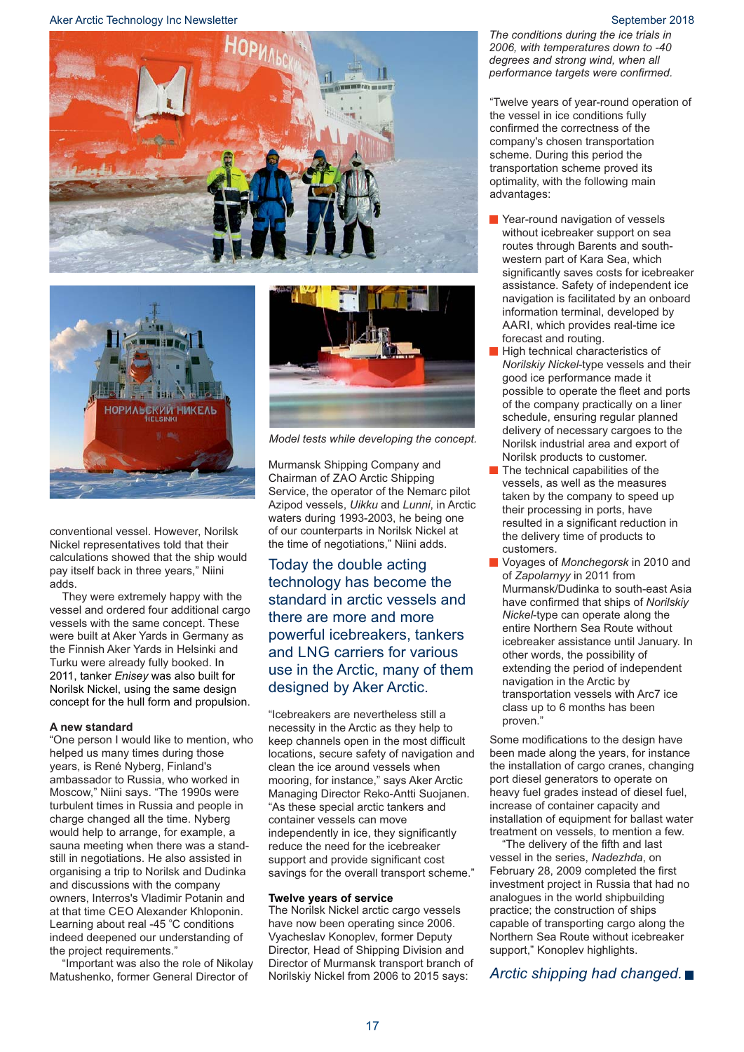The conditions during the ice trials in 2006, with temperatures down to -40 degrees and strong wind, when all performance targets were confirmed.

Model tests while developing the concept.

conventional vessel. However, Norilsk Nickel representatives told that their calculations showed that the ship would pay itself back in three years," Niini adds.

They were extremely happy with the vessel and ordered four additional cargo vessels with the same concept. These were built at Aker Yards in Germany as the Finnish Aker Yards in Helsinki and Turku were already fully booked. In 2011, tanker *Enisey* was also built for Norilsk Nickel, using the same design concept for the hull form and propulsion.

**A new standard**

"One person I would like to mention, who helped us many times during those years, is René Nyberg, Finland's ambassador to Russia, who worked in Moscow," Niini says. "The 1990s were turbulent times in Russia and people in charge changed all the time. Nyberg would help to arrange, for example, a sauna meeting when there was a stand-still in negotiations. He also assisted in organising a trip to Norilsk and Dudinka and discussions with the company owners, Interros's Vladimir Potanin and at that time CEO Alexander Khloponin. Learning about real -45 °C conditions indeed deepened our understanding of the project requirements."

"Important was also the role of Nikolay Matushenko, former General Director of Murmansk Shipping Company and Chairman of ZAO Arctic Shipping Service, the operator of the Nemarc pilot Azipod vessels, *Uikku* and *Lunni*, in Arctic waters during 1993-2003, he being one of our counterparts in Norilsk Nickel at the time of negotiations," Niini adds.

## Today the double acting technology has become the standard in arctic vessels and there are more and more powerful icebreakers, tankers and LNG carriers for various use in the Arctic, many of them designed by Aker Arctic.

"Icebreakers are nevertheless still a necessity in the Arctic as they help to keep channels open in the most difficult locations, secure safety of navigation and clean the ice around vessels when mooring, for instance," says Aker Arctic Managing Director Reko-Antti Suojanen. "As these special arctic tankers and container vessels can move independently in ice, they significantly reduce the need for the icebreaker support and provide significant cost savings for the overall transport scheme."

**Twelve years of service**

The Norilsk Nickel arctic cargo vessels have now been operating since 2006. Vyacheslav Konoplev, former Deputy Director, Head of Shipping Division and Director of Murmansk transport branch of Norilskiy Nickel from 2006 to 2015 says:

"Twelve years of year-round operation of the vessel in ice conditions fully confirmed the correctness of the company's chosen transportation scheme. During this period the transportation scheme proved its optimality, with the following main advantages:

- Year-round navigation of vessels without icebreaker support on sea routes through Barents and south-western part of Kara Sea, which significantly saves costs for icebreaker assistance. Safety of independent ice navigation is facilitated by an onboard information terminal, developed by AARI, which provides real-time ice forecast and routing.
- High technical characteristics of *Norilskiy Nickel*-type vessels and their good ice performance made it possible to operate the fleet and ports of the company practically on a liner schedule, ensuring regular planned delivery of necessary cargoes to the Norilsk industrial area and export of Norilsk products to customer.
- The technical capabilities of the vessels, as well as the measures taken by the company to speed up their processing in ports, have resulted in a significant reduction in the delivery time of products to customers.
- Voyages of *Monchegorsk* in 2010 and of *Zapolarnyy* in 2011 from Murmansk/Dudinka to south-east Asia have confirmed that ships of *Norilskiy Nickel*-type can operate along the entire Northern Sea Route without icebreaker assistance until January. In other words, the possibility of extending the period of independent navigation in the Arctic by transportation vessels with Arc7 ice class up to 6 months has been proven."

Some modifications to the design have been made along the years, for instance the installation of cargo cranes, changing port diesel generators to operate on heavy fuel grades instead of diesel fuel, increase of container capacity and installation of equipment for ballast water treatment on vessels, to mention a few.

"The delivery of the fifth and last vessel in the series, *Nadezhda*, on February 28, 2009 completed the first investment project in Russia that had no analogues in the world shipbuilding practice; the construction of ships capable of transporting cargo along the Northern Sea Route without icebreaker support," Konoplev highlights.

*Arctic shipping had changed.* ■